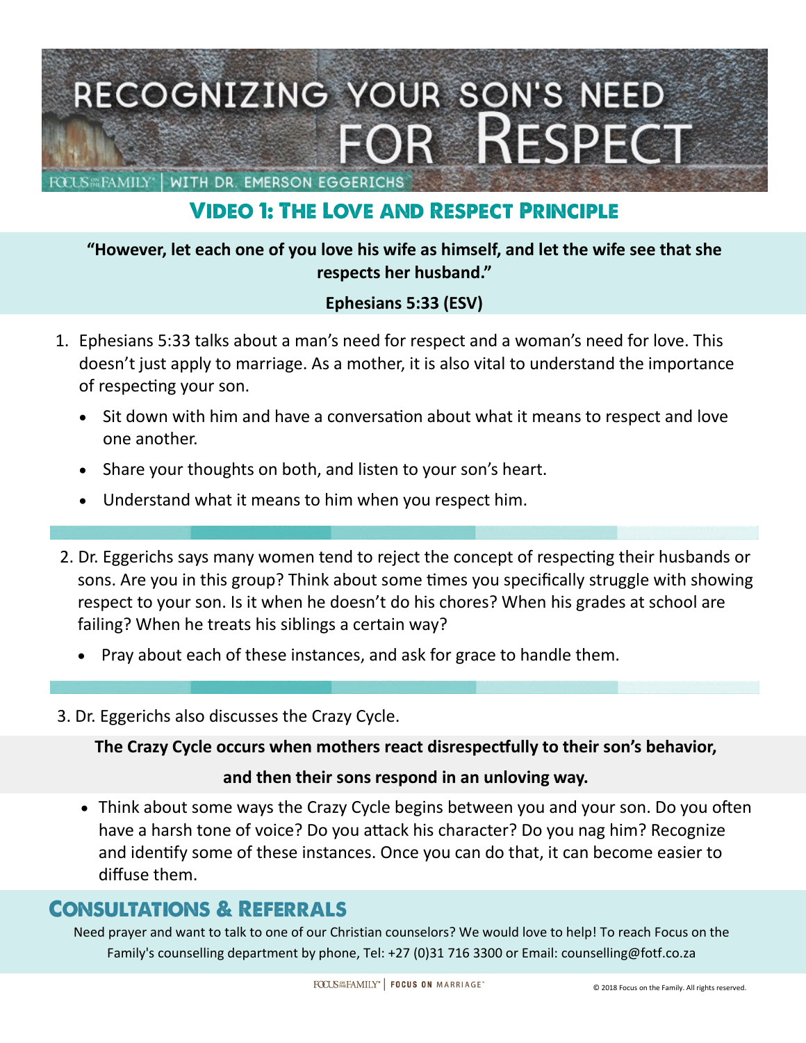# RECOGNIZING YOUR SON'S NEED FOR RESPECT

FOCUS ON THE FAMILY | WITH DR. EMERSON EGGERICHS

## VIDEO 1: THE LOVE AND RESPECT PRINCIPLE

**"However, let each one of you love his wife as himself, and let the wife see that she respects her husband."**

**Ephesians 5:33 (ESV)**

1. Ephesians 5:33 talks about a man's need for respect and a woman's need for love. This doesn't just apply to marriage. As a mother, it is also vital to understand the importance of respecting your son.
   - Sit down with him and have a conversation about what it means to respect and love one another.
   - Share your thoughts on both, and listen to your son's heart.
   - Understand what it means to him when you respect him.

2. Dr. Eggerichs says many women tend to reject the concept of respecting their husbands or sons. Are you in this group? Think about some times you specifically struggle with showing respect to your son. Is it when he doesn't do his chores? When his grades at school are failing? When he treats his siblings a certain way?
   - Pray about each of these instances, and ask for grace to handle them.

3. Dr. Eggerichs also discusses the Crazy Cycle.

**The Crazy Cycle occurs when mothers react disrespectfully to their son's behavior, and then their sons respond in an unloving way.**

- Think about some ways the Crazy Cycle begins between you and your son. Do you often have a harsh tone of voice? Do you attack his character? Do you nag him? Recognize and identify some of these instances. Once you can do that, it can become easier to diffuse them.

## CONSULTATIONS & REFERRALS

Need prayer and want to talk to one of our Christian counselors? We would love to help! To reach Focus on the Family's counselling department by phone, Tel: +27 (0)31 716 3300 or Email: counselling@fotf.co.za

FOCUS ON THE FAMILY | FOCUS ON MARRIAGE

© 2018 Focus on the Family. All rights reserved.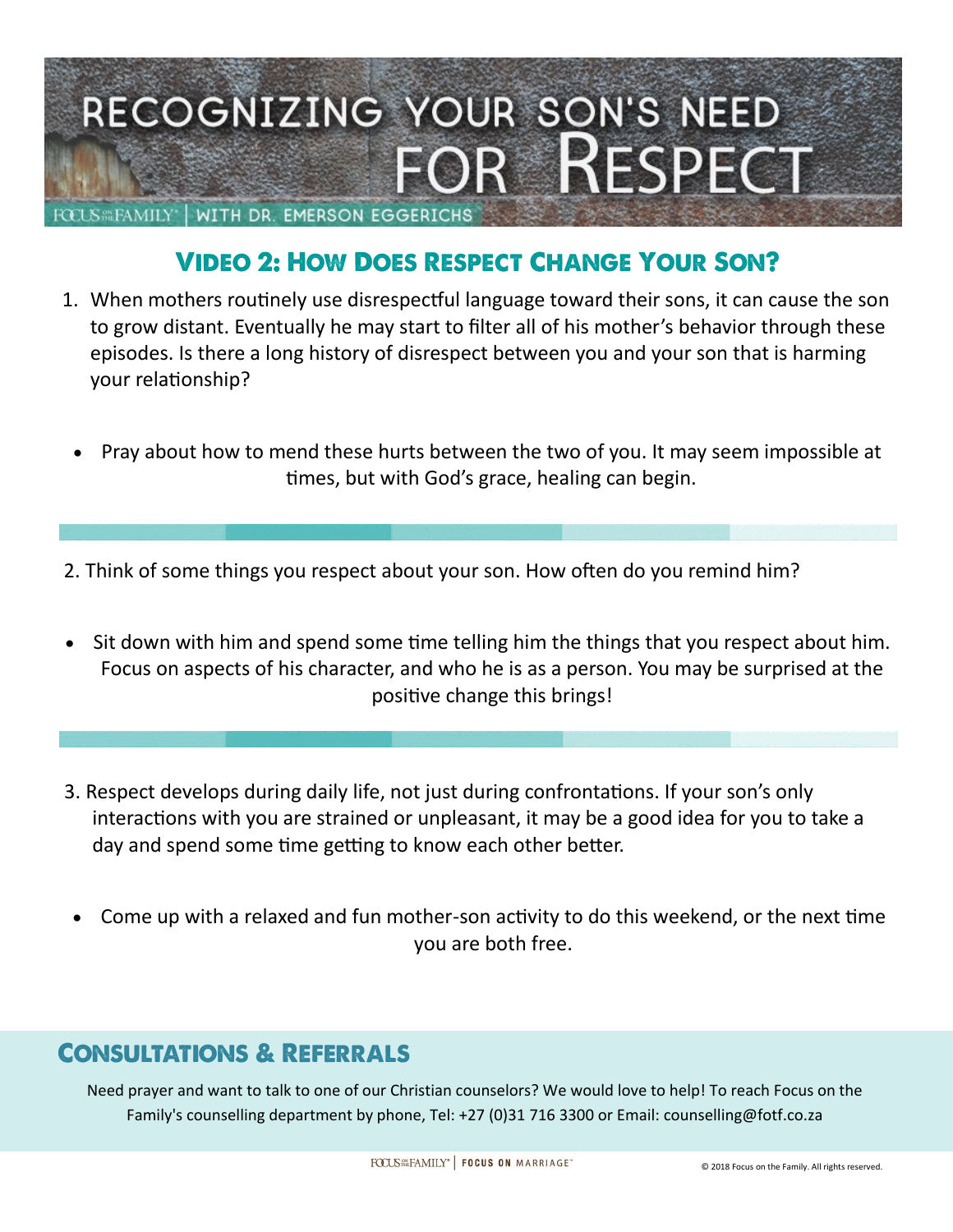# RECOGNIZING YOUR SON'S NEED FOR RESPECT

FOCUS ON THE FAMILY | WITH DR. EMERSON EGGERICHS

## Video 2: How Does Respect Change Your Son?

1. When mothers routinely use disrespectful language toward their sons, it can cause the son to grow distant. Eventually he may start to filter all of his mother's behavior through these episodes. Is there a long history of disrespect between you and your son that is harming your relationship?

- Pray about how to mend these hurts between the two of you. It may seem impossible at times, but with God's grace, healing can begin.

2. Think of some things you respect about your son. How often do you remind him?

- Sit down with him and spend some time telling him the things that you respect about him. Focus on aspects of his character, and who he is as a person. You may be surprised at the positive change this brings!

3. Respect develops during daily life, not just during confrontations. If your son's only interactions with you are strained or unpleasant, it may be a good idea for you to take a day and spend some time getting to know each other better.

- Come up with a relaxed and fun mother-son activity to do this weekend, or the next time you are both free.

## Consultations & Referrals

Need prayer and want to talk to one of our Christian counselors? We would love to help! To reach Focus on the Family's counselling department by phone, Tel: +27 (0)31 716 3300 or Email: counselling@fotf.co.za

FOCUS ON THE FAMILY | FOCUS ON MARRIAGE

© 2018 Focus on the Family. All rights reserved.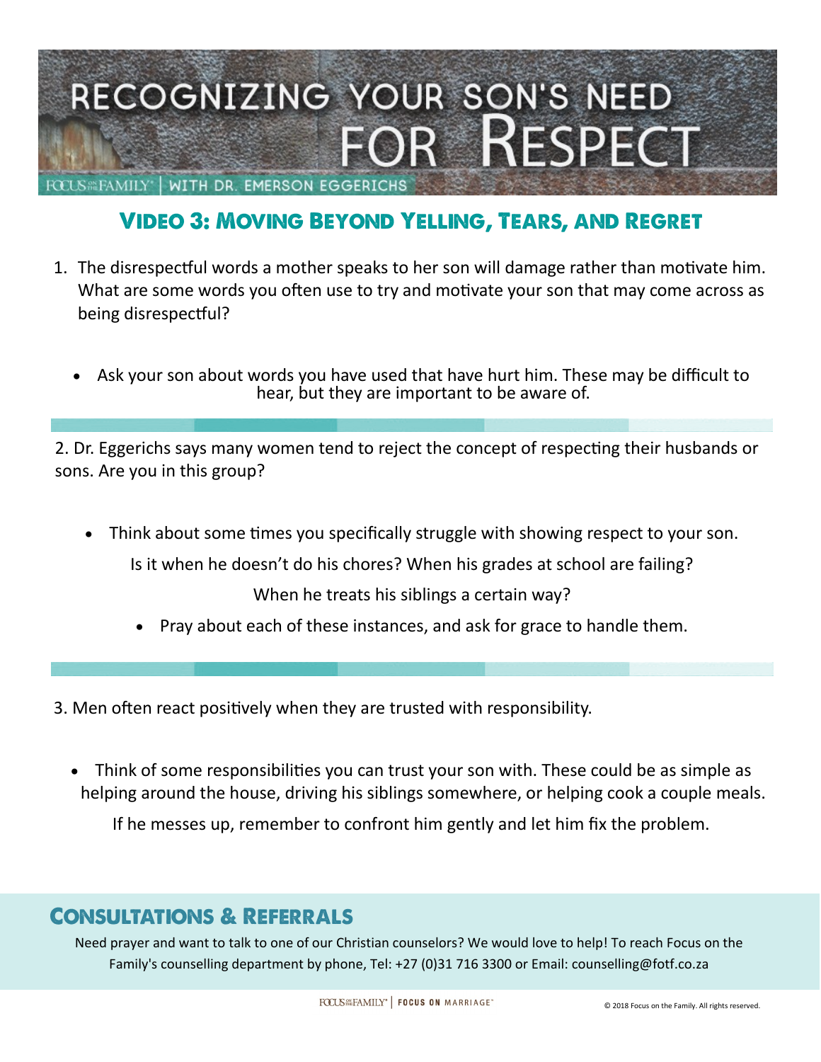# RECOGNIZING YOUR SON'S NEED FOR RESPECT

FOCUS ON THE FAMILY | WITH DR. EMERSON EGGERICHS

## Video 3: Moving Beyond Yelling, Tears, and Regret

1. The disrespectful words a mother speaks to her son will damage rather than motivate him. What are some words you often use to try and motivate your son that may come across as being disrespectful?

   - Ask your son about words you have used that have hurt him. These may be difficult to hear, but they are important to be aware of.

2. Dr. Eggerichs says many women tend to reject the concept of respecting their husbands or sons. Are you in this group?

   - Think about some times you specifically struggle with showing respect to your son. Is it when he doesn't do his chores? When his grades at school are failing? When he treats his siblings a certain way?
     - Pray about each of these instances, and ask for grace to handle them.

3. Men often react positively when they are trusted with responsibility.

   - Think of some responsibilities you can trust your son with. These could be as simple as helping around the house, driving his siblings somewhere, or helping cook a couple meals. If he messes up, remember to confront him gently and let him fix the problem.

## Consultations & Referrals

Need prayer and want to talk to one of our Christian counselors? We would love to help! To reach Focus on the Family's counselling department by phone, Tel: +27 (0)31 716 3300 or Email: counselling@fotf.co.za

FOCUS ON THE FAMILY | FOCUS ON MARRIAGE

© 2018 Focus on the Family. All rights reserved.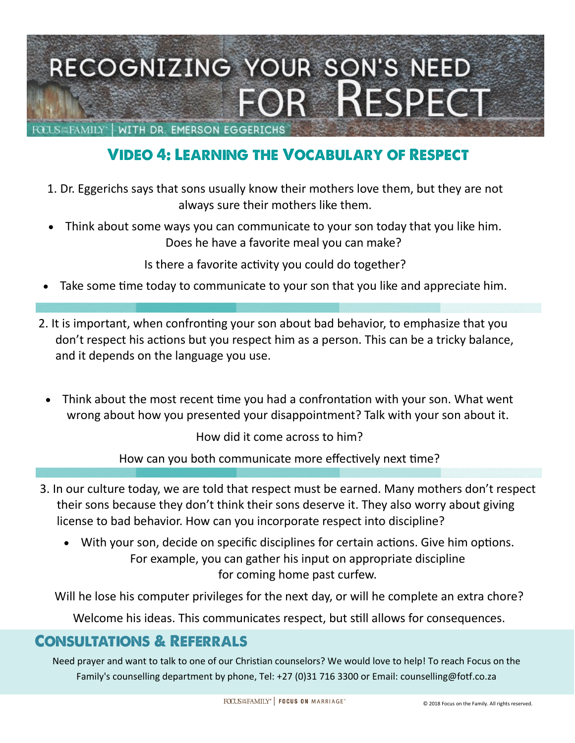# RECOGNIZING YOUR SON'S NEED FOR RESPECT

FOCUS ON THE FAMILY | WITH DR. EMERSON EGGERICHS

## Video 4: Learning the Vocabulary of Respect

1. Dr. Eggerichs says that sons usually know their mothers love them, but they are not always sure their mothers like them.

- Think about some ways you can communicate to your son today that you like him. Does he have a favorite meal you can make?

  Is there a favorite activity you could do together?

- Take some time today to communicate to your son that you like and appreciate him.

2. It is important, when confronting your son about bad behavior, to emphasize that you don't respect his actions but you respect him as a person. This can be a tricky balance, and it depends on the language you use.

- Think about the most recent time you had a confrontation with your son. What went wrong about how you presented your disappointment? Talk with your son about it.

  How did it come across to him?

  How can you both communicate more effectively next time?

3. In our culture today, we are told that respect must be earned. Many mothers don't respect their sons because they don't think their sons deserve it. They also worry about giving license to bad behavior. How can you incorporate respect into discipline?

   - With your son, decide on specific disciplines for certain actions. Give him options. For example, you can gather his input on appropriate discipline for coming home past curfew.

   Will he lose his computer privileges for the next day, or will he complete an extra chore?

   Welcome his ideas. This communicates respect, but still allows for consequences.

## Consultations & Referrals

Need prayer and want to talk to one of our Christian counselors? We would love to help! To reach Focus on the Family's counselling department by phone, Tel: +27 (0)31 716 3300 or Email: counselling@fotf.co.za

FOCUS ON THE FAMILY | FOCUS ON MARRIAGE

© 2018 Focus on the Family. All rights reserved.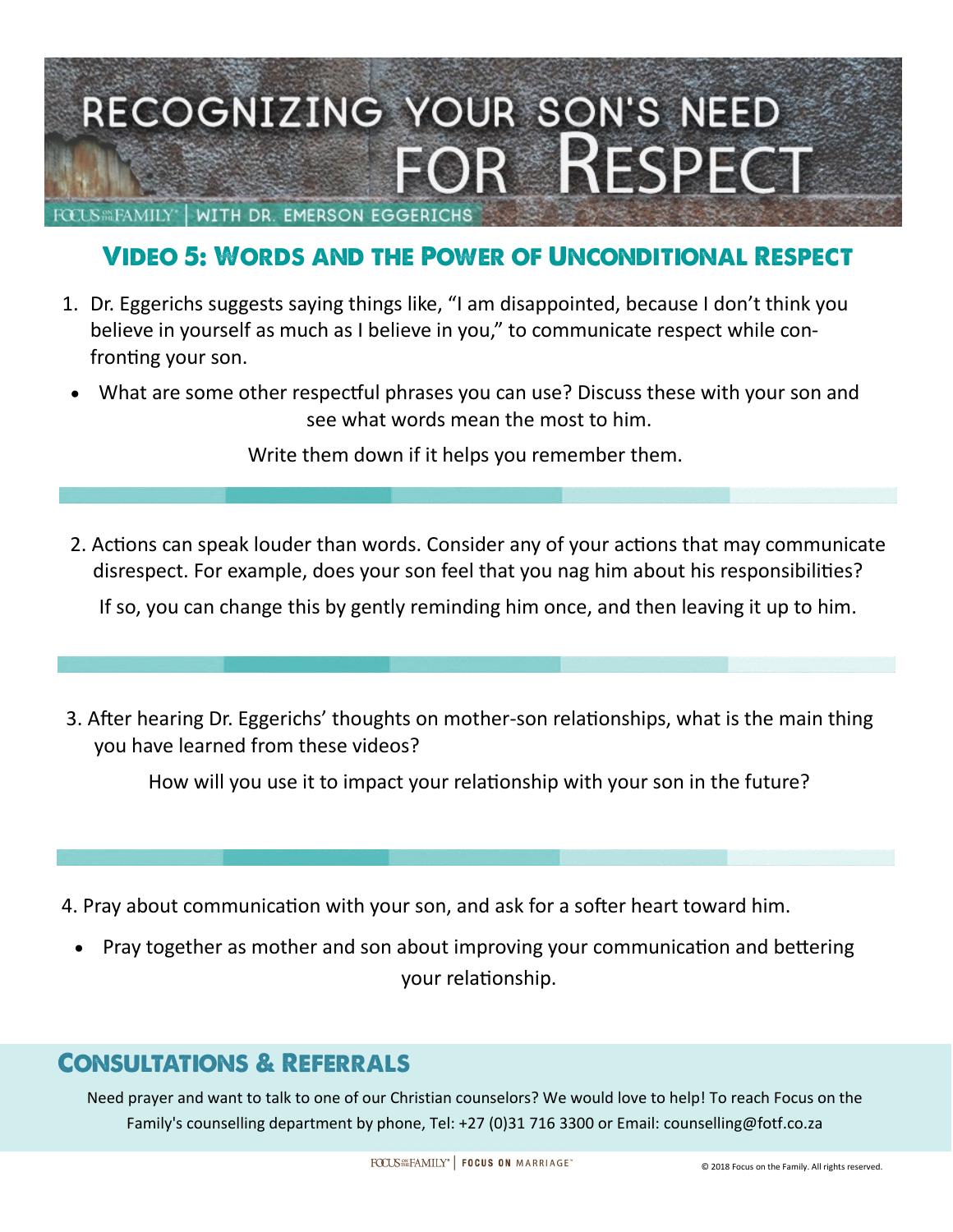# RECOGNIZING YOUR SON'S NEED FOR RESPECT

FOCUS ON THE FAMILY | WITH DR. EMERSON EGGERICHS

## VIDEO 5: WORDS AND THE POWER OF UNCONDITIONAL RESPECT

1. Dr. Eggerichs suggests saying things like, "I am disappointed, because I don't think you believe in yourself as much as I believe in you," to communicate respect while confronting your son.

- What are some other respectful phrases you can use? Discuss these with your son and see what words mean the most to him.

Write them down if it helps you remember them.

2. Actions can speak louder than words. Consider any of your actions that may communicate disrespect. For example, does your son feel that you nag him about his responsibilities?

If so, you can change this by gently reminding him once, and then leaving it up to him.

3. After hearing Dr. Eggerichs' thoughts on mother-son relationships, what is the main thing you have learned from these videos?

How will you use it to impact your relationship with your son in the future?

4. Pray about communication with your son, and ask for a softer heart toward him.

- Pray together as mother and son about improving your communication and bettering your relationship.

## CONSULTATIONS & REFERRALS

Need prayer and want to talk to one of our Christian counselors? We would love to help! To reach Focus on the Family's counselling department by phone, Tel: +27 (0)31 716 3300 or Email: counselling@fotf.co.za

FOCUS ON THE FAMILY | FOCUS ON MARRIAGE

© 2018 Focus on the Family. All rights reserved.